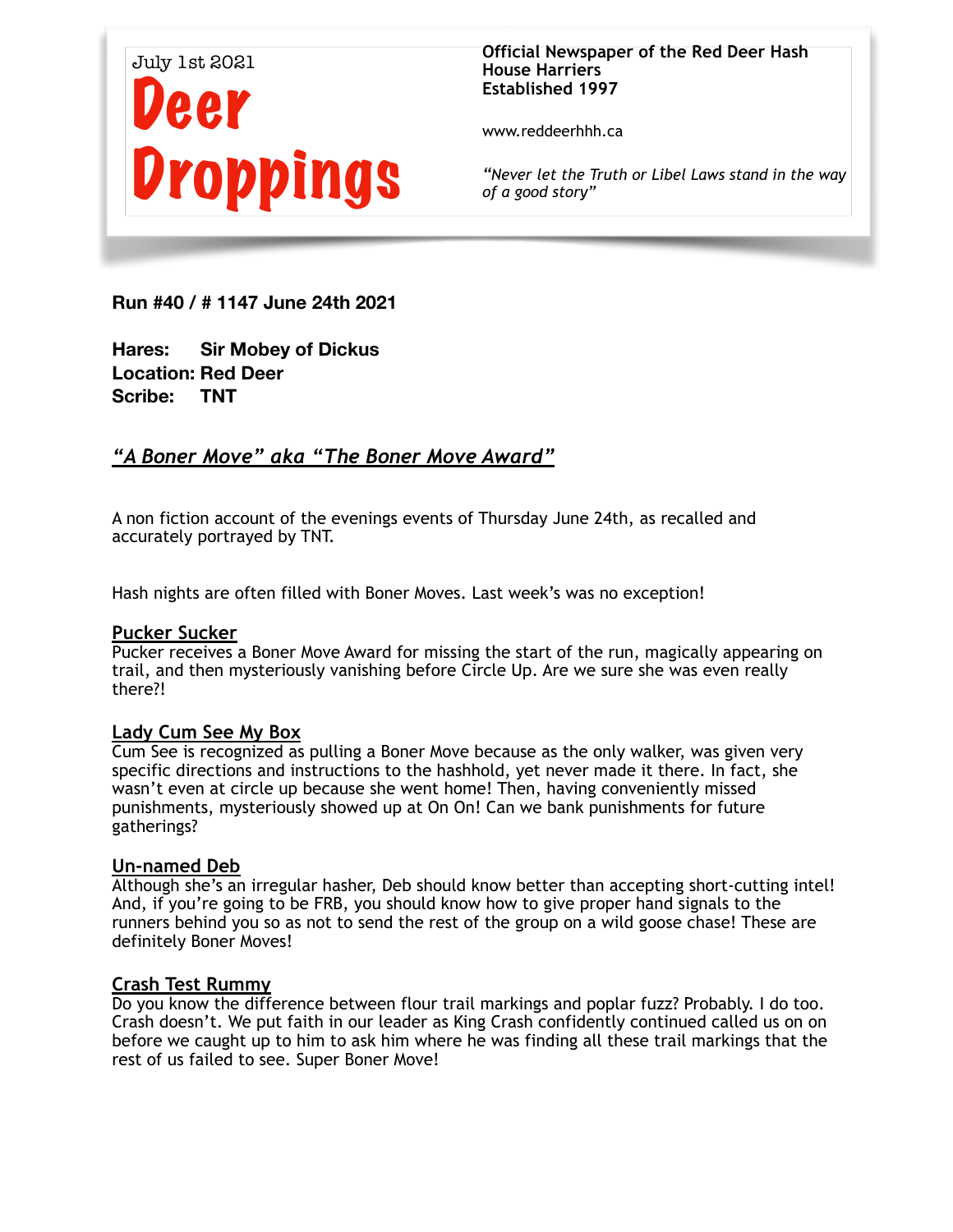July 1st 2021

# Deer Droppings

**Official Newspaper of the Red Deer Hash House Harriers**
**Established 1997**

www.reddeerhhh.ca

*"Never let the Truth or Libel Laws stand in the way of a good story"*

**Run #40 / # 1147 June 24th 2021**

**Hares: Sir Mobey of Dickus**
**Location: Red Deer**
**Scribe: TNT**

## *"A Boner Move" aka "The Boner Move Award"*

A non fiction account of the evenings events of Thursday June 24th, as recalled and accurately portrayed by TNT.

Hash nights are often filled with Boner Moves. Last week's was no exception!

### Pucker Sucker

Pucker receives a Boner Move Award for missing the start of the run, magically appearing on trail, and then mysteriously vanishing before Circle Up. Are we sure she was even really there?!

### Lady Cum See My Box

Cum See is recognized as pulling a Boner Move because as the only walker, was given very specific directions and instructions to the hashhold, yet never made it there. In fact, she wasn't even at circle up because she went home! Then, having conveniently missed punishments, mysteriously showed up at On On! Can we bank punishments for future gatherings?

### Un-named Deb

Although she's an irregular hasher, Deb should know better than accepting short-cutting intel! And, if you're going to be FRB, you should know how to give proper hand signals to the runners behind you so as not to send the rest of the group on a wild goose chase! These are definitely Boner Moves!

### Crash Test Rummy

Do you know the difference between flour trail markings and poplar fuzz? Probably. I do too. Crash doesn't. We put faith in our leader as King Crash confidently continued called us on on before we caught up to him to ask him where he was finding all these trail markings that the rest of us failed to see. Super Boner Move!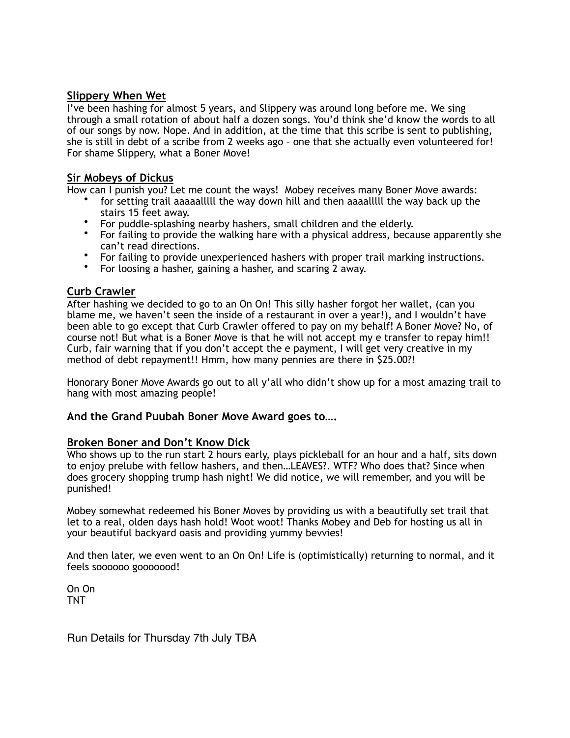### Slippery When Wet

I've been hashing for almost 5 years, and Slippery was around long before me. We sing through a small rotation of about half a dozen songs. You'd think she'd know the words to all of our songs by now. Nope. And in addition, at the time that this scribe is sent to publishing, she is still in debt of a scribe from 2 weeks ago – one that she actually even volunteered for! For shame Slippery, what a Boner Move!

### Sir Mobeys of Dickus

How can I punish you? Let me count the ways! Mobey receives many Boner Move awards:

- for setting trail aaaaalllll the way down hill and then aaaallll the way back up the stairs 15 feet away.
- For puddle-splashing nearby hashers, small children and the elderly.
- For failing to provide the walking hare with a physical address, because apparently she can't read directions.
- For failing to provide unexperienced hashers with proper trail marking instructions.
- For loosing a hasher, gaining a hasher, and scaring 2 away.

### Curb Crawler

After hashing we decided to go to an On On! This silly hasher forgot her wallet, (can you blame me, we haven't seen the inside of a restaurant in over a year!), and I wouldn't have been able to go except that Curb Crawler offered to pay on my behalf! A Boner Move? No, of course not! But what is a Boner Move is that he will not accept my e transfer to repay him!! Curb, fair warning that if you don't accept the e payment, I will get very creative in my method of debt repayment!! Hmm, how many pennies are there in $25.00?!

Honorary Boner Move Awards go out to all y'all who didn't show up for a most amazing trail to hang with most amazing people!

**And the Grand Puubah Boner Move Award goes to….**

### Broken Boner and Don't Know Dick

Who shows up to the run start 2 hours early, plays pickleball for an hour and a half, sits down to enjoy prelube with fellow hashers, and then…LEAVES?. WTF? Who does that? Since when does grocery shopping trump hash night! We did notice, we will remember, and you will be punished!

Mobey somewhat redeemed his Boner Moves by providing us with a beautifully set trail that let to a real, olden days hash hold! Woot woot! Thanks Mobey and Deb for hosting us all in your beautiful backyard oasis and providing yummy bevvies!

And then later, we even went to an On On! Life is (optimistically) returning to normal, and it feels soooooo goooood!

On On
TNT

Run Details for Thursday 7th July TBA